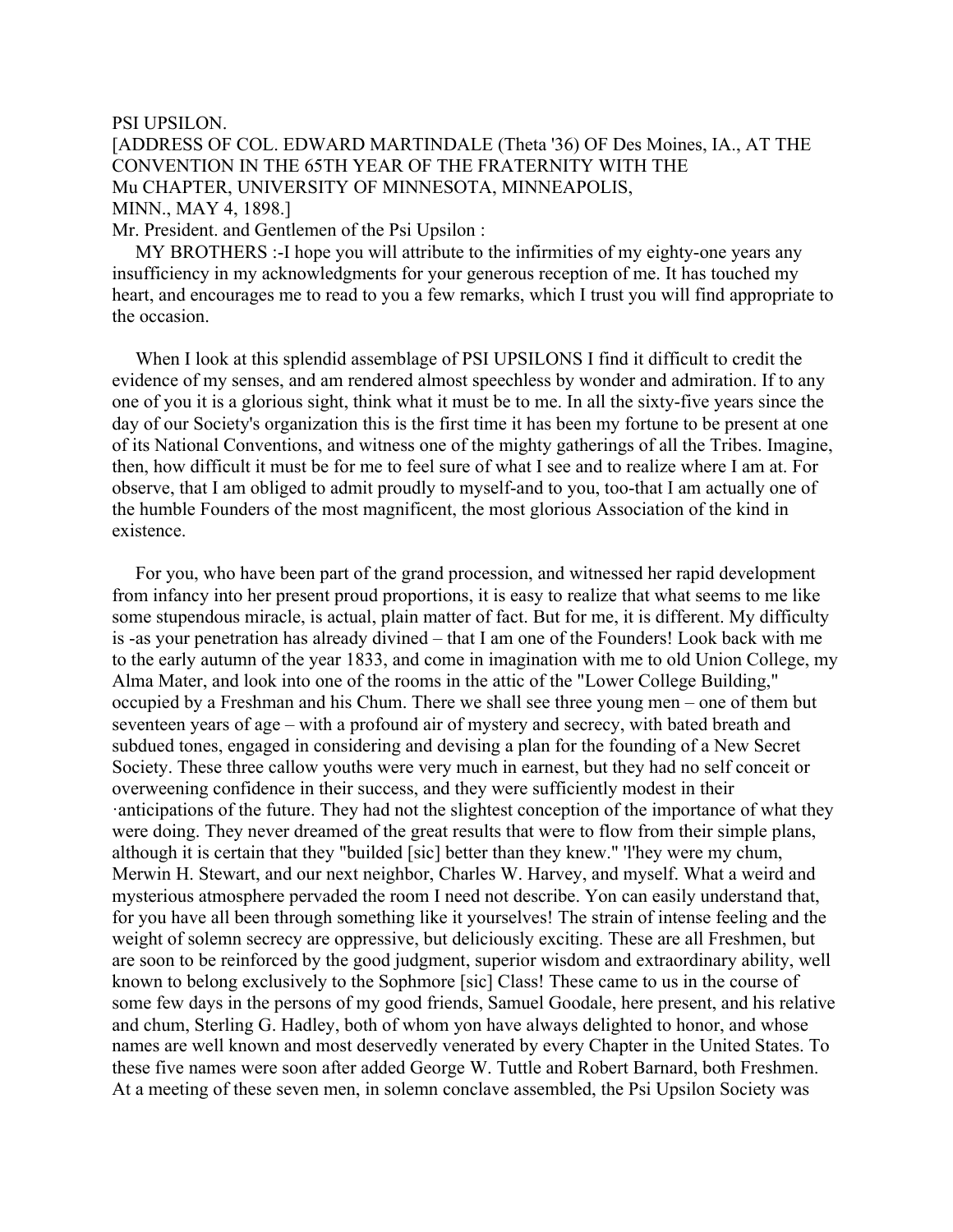PSI UPSILON.

[ADDRESS OF COL. EDWARD MARTINDALE (Theta '36) OF Des Moines, IA., AT THE CONVENTION IN THE 65TH YEAR OF THE FRATERNITY WITH THE Mu CHAPTER, UNIVERSITY OF MINNESOTA, MINNEAPOLIS, MINN., MAY 4, 1898.]

Mr. President. and Gentlemen of the Psi Upsilon :

MY BROTHERS :-I hope you will attribute to the infirmities of my eighty-one years any insufficiency in my acknowledgments for your generous reception of me. It has touched my heart, and encourages me to read to you a few remarks, which I trust you will find appropriate to the occasion.

When I look at this splendid assemblage of PSI UPSILONS I find it difficult to credit the evidence of my senses, and am rendered almost speechless by wonder and admiration. If to any one of you it is a glorious sight, think what it must be to me. In all the sixty-five years since the day of our Society's organization this is the first time it has been my fortune to be present at one of its National Conventions, and witness one of the mighty gatherings of all the Tribes. Imagine, then, how difficult it must be for me to feel sure of what I see and to realize where I am at. For observe, that I am obliged to admit proudly to myself-and to you, too-that I am actually one of the humble Founders of the most magnificent, the most glorious Association of the kind in existence.

For you, who have been part of the grand procession, and witnessed her rapid development from infancy into her present proud proportions, it is easy to realize that what seems to me like some stupendous miracle, is actual, plain matter of fact. But for me, it is different. My difficulty is -as your penetration has already divined – that I am one of the Founders! Look back with me to the early autumn of the year 1833, and come in imagination with me to old Union College, my Alma Mater, and look into one of the rooms in the attic of the "Lower College Building," occupied by a Freshman and his Chum. There we shall see three young men – one of them but seventeen years of age – with a profound air of mystery and secrecy, with bated breath and subdued tones, engaged in considering and devising a plan for the founding of a New Secret Society. These three callow youths were very much in earnest, but they had no self conceit or overweening confidence in their success, and they were sufficiently modest in their ·anticipations of the future. They had not the slightest conception of the importance of what they were doing. They never dreamed of the great results that were to flow from their simple plans, although it is certain that they "builded [sic] better than they knew." 'l'hey were my chum, Merwin H. Stewart, and our next neighbor, Charles W. Harvey, and myself. What a weird and mysterious atmosphere pervaded the room I need not describe. Yon can easily understand that, for you have all been through something like it yourselves! The strain of intense feeling and the weight of solemn secrecy are oppressive, but deliciously exciting. These are all Freshmen, but are soon to be reinforced by the good judgment, superior wisdom and extraordinary ability, well known to belong exclusively to the Sophmore [sic] Class! These came to us in the course of some few days in the persons of my good friends, Samuel Goodale, here present, and his relative and chum, Sterling G. Hadley, both of whom yon have always delighted to honor, and whose names are well known and most deservedly venerated by every Chapter in the United States. To these five names were soon after added George W. Tuttle and Robert Barnard, both Freshmen. At a meeting of these seven men, in solemn conclave assembled, the Psi Upsilon Society was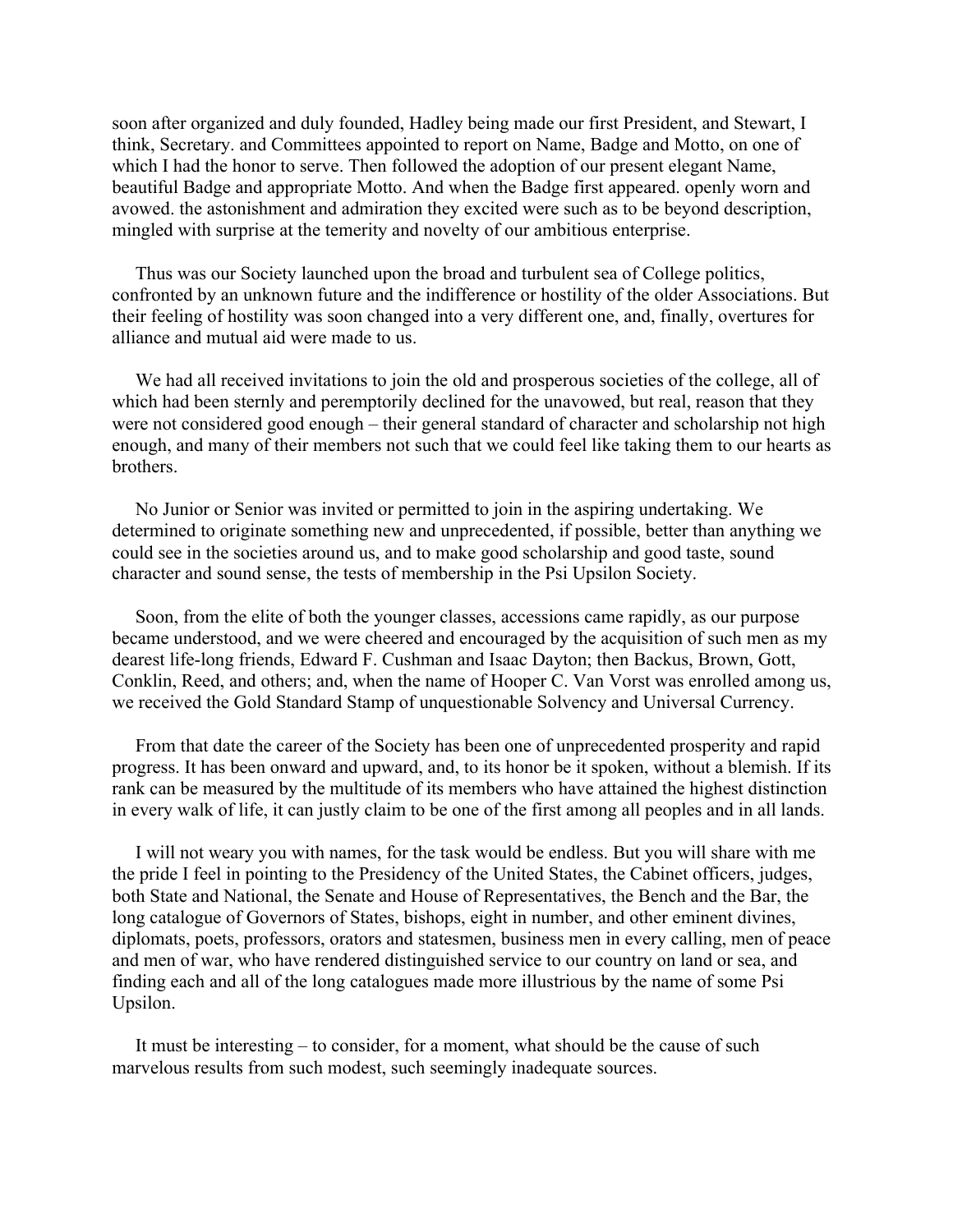soon after organized and duly founded, Hadley being made our first President, and Stewart, I think, Secretary. and Committees appointed to report on Name, Badge and Motto, on one of which I had the honor to serve. Then followed the adoption of our present elegant Name, beautiful Badge and appropriate Motto. And when the Badge first appeared. openly worn and avowed. the astonishment and admiration they excited were such as to be beyond description, mingled with surprise at the temerity and novelty of our ambitious enterprise.

Thus was our Society launched upon the broad and turbulent sea of College politics, confronted by an unknown future and the indifference or hostility of the older Associations. But their feeling of hostility was soon changed into a very different one, and, finally, overtures for alliance and mutual aid were made to us.

We had all received invitations to join the old and prosperous societies of the college, all of which had been sternly and peremptorily declined for the unavowed, but real, reason that they were not considered good enough – their general standard of character and scholarship not high enough, and many of their members not such that we could feel like taking them to our hearts as brothers.

No Junior or Senior was invited or permitted to join in the aspiring undertaking. We determined to originate something new and unprecedented, if possible, better than anything we could see in the societies around us, and to make good scholarship and good taste, sound character and sound sense, the tests of membership in the Psi Upsilon Society.

Soon, from the elite of both the younger classes, accessions came rapidly, as our purpose became understood, and we were cheered and encouraged by the acquisition of such men as my dearest life-long friends, Edward F. Cushman and Isaac Dayton; then Backus, Brown, Gott, Conklin, Reed, and others; and, when the name of Hooper C. Van Vorst was enrolled among us, we received the Gold Standard Stamp of unquestionable Solvency and Universal Currency.

From that date the career of the Society has been one of unprecedented prosperity and rapid progress. It has been onward and upward, and, to its honor be it spoken, without a blemish. If its rank can be measured by the multitude of its members who have attained the highest distinction in every walk of life, it can justly claim to be one of the first among all peoples and in all lands.

I will not weary you with names, for the task would be endless. But you will share with me the pride I feel in pointing to the Presidency of the United States, the Cabinet officers, judges, both State and National, the Senate and House of Representatives, the Bench and the Bar, the long catalogue of Governors of States, bishops, eight in number, and other eminent divines, diplomats, poets, professors, orators and statesmen, business men in every calling, men of peace and men of war, who have rendered distinguished service to our country on land or sea, and finding each and all of the long catalogues made more illustrious by the name of some Psi Upsilon.

It must be interesting – to consider, for a moment, what should be the cause of such marvelous results from such modest, such seemingly inadequate sources.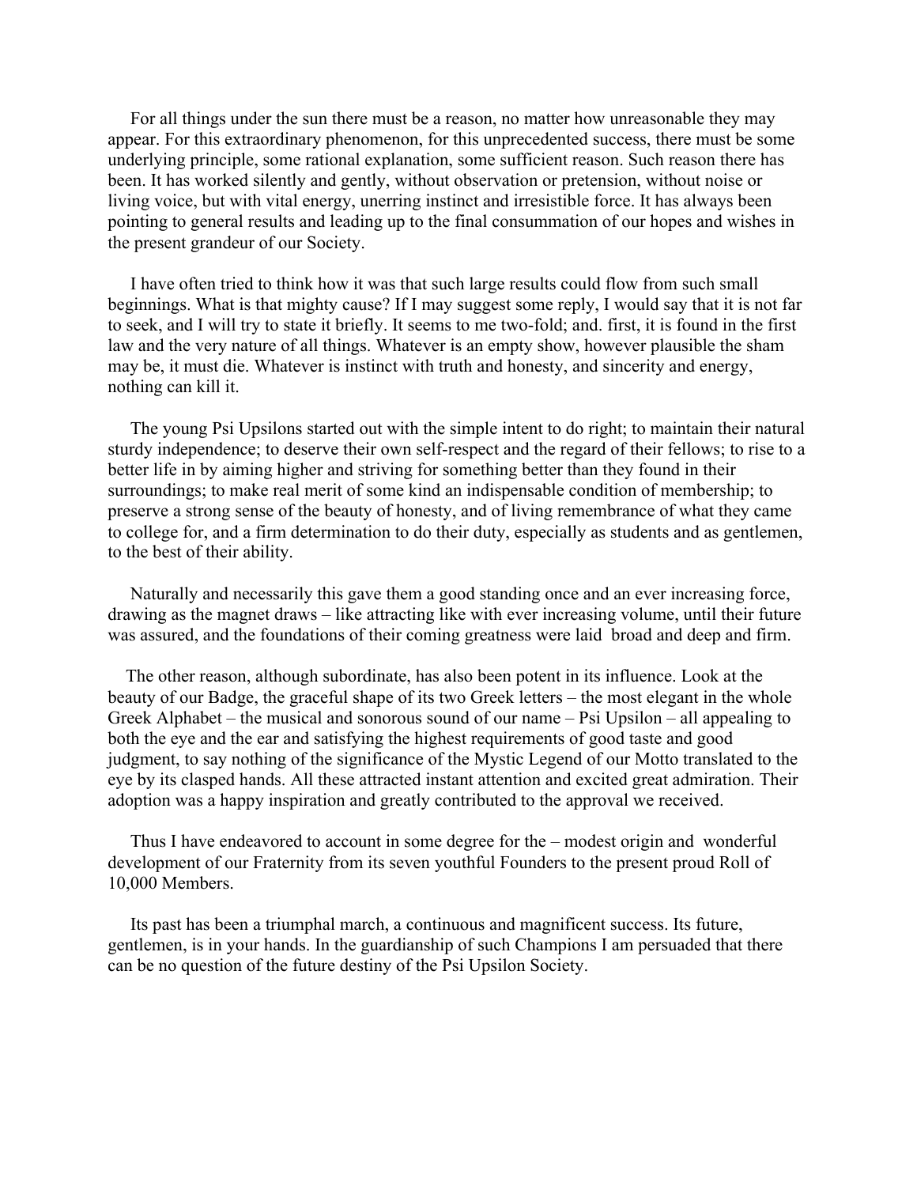For all things under the sun there must be a reason, no matter how unreasonable they may appear. For this extraordinary phenomenon, for this unprecedented success, there must be some underlying principle, some rational explanation, some sufficient reason. Such reason there has been. It has worked silently and gently, without observation or pretension, without noise or living voice, but with vital energy, unerring instinct and irresistible force. It has always been pointing to general results and leading up to the final consummation of our hopes and wishes in the present grandeur of our Society.

I have often tried to think how it was that such large results could flow from such small beginnings. What is that mighty cause? If I may suggest some reply, I would say that it is not far to seek, and I will try to state it briefly. It seems to me two-fold; and. first, it is found in the first law and the very nature of all things. Whatever is an empty show, however plausible the sham may be, it must die. Whatever is instinct with truth and honesty, and sincerity and energy, nothing can kill it.

The young Psi Upsilons started out with the simple intent to do right; to maintain their natural sturdy independence; to deserve their own self-respect and the regard of their fellows; to rise to a better life in by aiming higher and striving for something better than they found in their surroundings; to make real merit of some kind an indispensable condition of membership; to preserve a strong sense of the beauty of honesty, and of living remembrance of what they came to college for, and a firm determination to do their duty, especially as students and as gentlemen, to the best of their ability.

Naturally and necessarily this gave them a good standing once and an ever increasing force, drawing as the magnet draws – like attracting like with ever increasing volume, until their future was assured, and the foundations of their coming greatness were laid broad and deep and firm.

The other reason, although subordinate, has also been potent in its influence. Look at the beauty of our Badge, the graceful shape of its two Greek letters – the most elegant in the whole Greek Alphabet – the musical and sonorous sound of our name – Psi Upsilon – all appealing to both the eye and the ear and satisfying the highest requirements of good taste and good judgment, to say nothing of the significance of the Mystic Legend of our Motto translated to the eye by its clasped hands. All these attracted instant attention and excited great admiration. Their adoption was a happy inspiration and greatly contributed to the approval we received.

Thus I have endeavored to account in some degree for the – modest origin and wonderful development of our Fraternity from its seven youthful Founders to the present proud Roll of 10,000 Members.

Its past has been a triumphal march, a continuous and magnificent success. Its future, gentlemen, is in your hands. In the guardianship of such Champions I am persuaded that there can be no question of the future destiny of the Psi Upsilon Society.